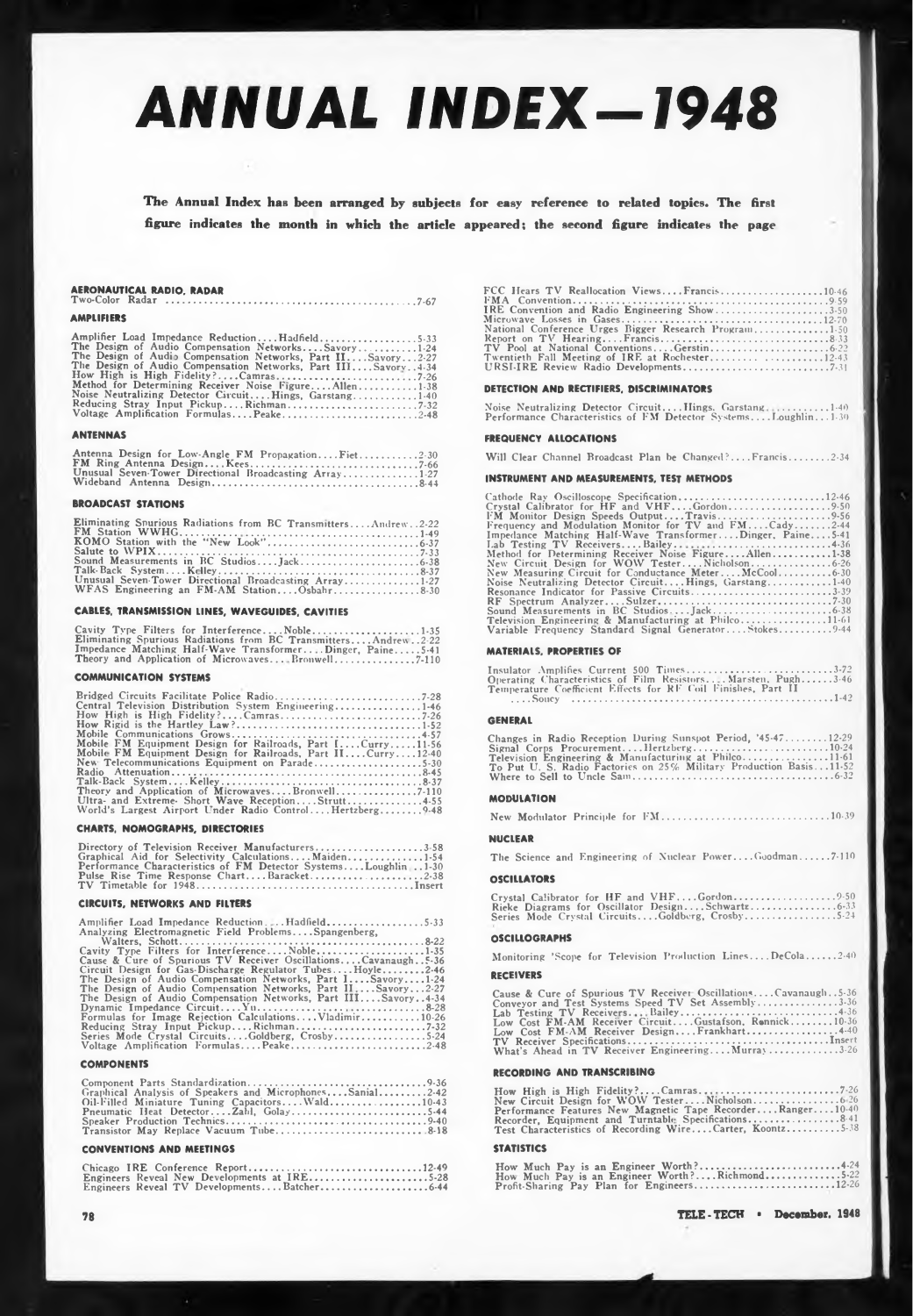# ANNUAL INDEX—1948

**The Annual Index has been arranged by subjects for easy reference to related topics. The first figure indicates the month in which the article appeared; the second figure indicates the page**

### AERONAUTICAL RADIO, RADAR

Two-Color Radar ....... 7-67

### AMPLIFIERS

Amplifier Load Impedance Reduction....Hadfield....... 5-33
The Design of Audio Compensation Networks....Savory....... 1-24
The Design of Audio Compensation Networks, Part II....Savory..2-27
The Design of Audio Compensation Networks, Part III....Savory..4-34
How High is High Fidelity?....Camras....... 7-26
Method for Determining Receiver Noise Figure....Allen....... 1-38
Noise Neutralizing Detector Circuit....Hings, Garstang....... 1-40
Reducing Stray Input Pickup....Richman....... 7-32
Voltage Amplification Formulas....Peake....... 2-48

### ANTENNAS

Antenna Design for Low-Angle FM Propagation....Fiet....... 2-30
FM Ring Antenna Design....Kees....... 7-66
Unusual Seven-Tower Directional Broadcasting Array....... 1-27
Wideband Antenna Design....... 8-44

### BROADCAST STATIONS

Eliminating Spurious Radiations from BC Transmitters....Andrew..2-22
FM Station WWHG....... 1-49
KOMO Station with the "New Look"....... 6-37
Salute to WPIX....... 7-33
Sound Measurements in BC Studios....Jack....... 6-38
Talk-Back System....Kelley....... 8-37
Unusual Seven-Tower Directional Broadcasting Array....... 1-27
WFAS Engineering an FM-AM Station....Osbahr....... 8-30

### CABLES, TRANSMISSION LINES, WAVEGUIDES, CAVITIES

Cavity Type Filters for Interference....Noble....... 1-35
Eliminating Spurious Radiations from BC Transmitters....Andrew..2-22
Impedance Matching Half-Wave Transformer....Dinger, Paine....5-41
Theory and Application of Microwaves....Bronwell....... 7-110

### COMMUNICATION SYSTEMS

Bridged Circuits Facilitate Police Radio....... 7-28
Central Television Distribution System Engineering....... 1-46
How High is High Fidelity?....Camras....... 7-26
How Rigid is the Hartley Law?....... 1-52
Mobile Communications Grows....... 4-57
Mobile FM Equipment Design for Railroads, Part I....Curry....11-56
Mobile FM Equipment Design for Railroads, Part II....Curry....12-40
New Telecommunications Equipment on Parade....... 5-30
Radio Attenuation....... 8-45
Talk-Back System....Kelley....... 8-37
Theory and Application of Microwaves....Bronwell....... 7-110
Ultra- and Extreme- Short Wave Reception....Strutt....... 4-55
World's Largest Airport Under Radio Control....Hertzberg....... 9-48

### CHARTS, NOMOGRAPHS, DIRECTORIES

Directory of Television Receiver Manufacturers....... 3-58
Graphical Aid for Selectivity Calculations....Maiden....... 1-54
Performance Characteristics of FM Detector Systems....Loughlin ..1-30
Pulse Rise Time Response Chart....Baracket....... 2-38
TV Timetable for 1948....... Insert

### CIRCUITS, NETWORKS AND FILTERS

Amplifier Load Impedance Reduction....Hadfield....... 5-33
Analyzing Electromagnetic Field Problems....Spangenberg, Walters, Schott....... 8-22
Cavity Type Filters for Interference....Noble....... 1-35
Cause & Cure of Spurious TV Receiver Oscillations....Cavanaugh..5-36
Circuit Design for Gas-Discharge Regulator Tubes....Hoyle....... 2-46
The Design of Audio Compensation Networks, Part I....Savory....1-24
The Design of Audio Compensation Networks, Part II....Savory....2-27
The Design of Audio Compensation Networks, Part III....Savory..4-34
Dynamic Impedance Circuit....Yu....... 8-28
Formulas for Image Rejection Calculations....Vladimir....... 10-26
Reducing Stray Input Pickup....Richman....... 7-32
Series Mode Crystal Circuits....Goldberg, Crosby....... 5-24
Voltage Amplification Formulas....Peake....... 2-48

### COMPONENTS

Component Parts Standardization....... 9-36
Graphical Analysis of Speakers and Microphones....Sanial....... 2-42
Oil-Filled Miniature Tuning Capacitors....Wald....... 10-43
Pneumatic Heat Detector....Zahl, Golay....... 5-44
Speaker Production Technics....... 9-40
Transistor May Replace Vacuum Tube....... 8-18

### CONVENTIONS AND MEETINGS

Chicago IRE Conference Report....... 12-49
Engineers Reveal New Developments at IRE....... 5-28
Engineers Reveal TV Developments....Batcher....... 6-44
FCC Hears TV Reallocation Views....Francis....... 10-46
FMA Convention....... 9-59
IRE Convention and Radio Engineering Show....... 3-50
Microwave Losses in Gases....... 12-70
National Conference Urges Bigger Research Program....... 1-50
Report on TV Hearing....Francis....... 8-33
TV Pool at National Conventions....Gerstin....... 6-22
Twentieth Fall Meeting of IRE at Rochester....... 12-43
URSI-IRE Review Radio Developments....... 7-31

### DETECTION AND RECTIFIERS, DISCRIMINATORS

Noise Neutralizing Detector Circuit....Hings, Garstang....... 1-40
Performance Characteristics of FM Detector Systems....Loughlin..1-30

### FREQUENCY ALLOCATIONS

Will Clear Channel Broadcast Plan be Changed?....Francis....... 2-34

### INSTRUMENT AND MEASUREMENTS, TEST METHODS

Cathode Ray Oscilloscope Specification....... 12-46
Crystal Calibrator for HF and VHF....Gordon....... 9-50
FM Monitor Design Speeds Output....Travis....... 9-56
Frequency and Modulation Monitor for TV and FM....Cady....... 2-44
Impedance Matching Half-Wave Transformer....Dinger, Paine....5-41
Lab Testing TV Receivers....Bailey....... 4-36
Method for Determining Receiver Noise Figure....Allen....... 1-38
New Circuit Design for WOW Tester....Nicholson....... 6-26
New Measuring Circuit for Conductance Meter....McCool....... 6-30
Noise Neutralizing Detector Circuit....Hings, Garstang....... 1-40
Resonance Indicator for Passive Circuits....... 3-39
RF Spectrum Analyzer....Sulzer....... 7-30
Sound Measurements in BC Studios....Jack....... 6-38
Television Engineering & Manufacturing at Philco....... 11-61
Variable Frequency Standard Signal Generator....Stokes....... 9-44

### MATERIALS, PROPERTIES OF

Insulator Amplifies Current 500 Times....... 3-72
Operating Characteristics of Film Resistors....Marsten, Pugh....3-46
Temperature Coefficient Effects for RF Coil Finishes, Part II ....Soucy....... 1-42

### GENERAL

Changes in Radio Reception During Sunspot Period, '45-47....... 12-29
Signal Corps Procurement....Hertzberg....... 10-24
Television Engineering & Manufacturing at Philco....... 11-61
To Put U. S. Radio Factories on 25% Military Production Basis...11-52
Where to Sell to Uncle Sam....... 6-32

### MODULATION

New Modulator Principle for FM....... 10-39

### NUCLEAR

The Science and Engineering of Nuclear Power....Goodman....... 7-110

### OSCILLATORS

Crystal Calibrator for HF and VHF....Gordon....... 9-50
Rieke Diagrams for Oscillator Design....Schwartz....... 6-33
Series Mode Crystal Circuits....Goldberg, Crosby....... 5-24

### OSCILLOGRAPHS

Monitoring 'Scope for Television Production Lines....DeCola....... 2-40

### RECEIVERS

Cause & Cure of Spurious TV Receiver Oscillations....Cavanaugh..5-36
Conveyor and Test Systems Speed TV Set Assembly....... 3-36
Lab Testing TV Receivers....Bailey....... 4-36
Low Cost FM-AM Receiver Circuit....Gustafson, Rennick....... 10-36
Low Cost FM-AM Receiver Design....Frankhart....... 4-40
TV Receiver Specifications....... Insert
What's Ahead in TV Receiver Engineering....Murray....... 3-26

### RECORDING AND TRANSCRIBING

How High is High Fidelity?....Camras....... 7-26
New Circuit Design for WOW Tester....Nicholson....... 6-26
Performance Features New Magnetic Tape Recorder....Ranger....10-40
Recorder, Equipment and Turntable Specifications....... 8-41
Test Characteristics of Recording Wire....Carter, Koontz....... 5-38

### STATISTICS

How Much Pay is an Engineer Worth?....... 4-24
How Much Pay is an Engineer Worth?....Richmond....... 5-22
Profit-Sharing Pay Plan for Engineers....... 12-26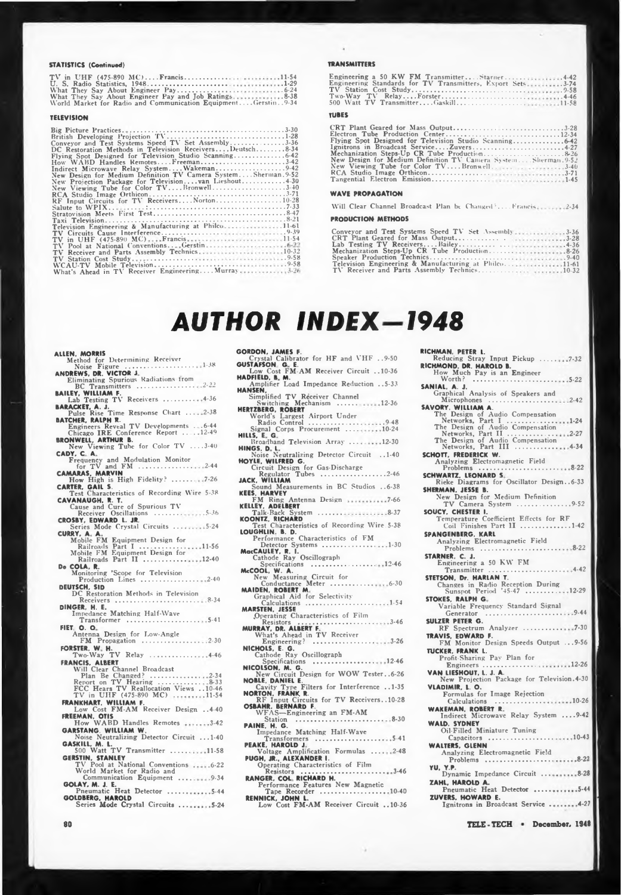## STATISTICS (Continued)

TV in UHF (475-890 MC)....Francis....11-54
U. S. Radio Statistics, 1948....1-29
What They Say About Engineer Pay....6-24
What They Say About Engineer Pay and Job Ratings....8-38
World Market for Radio and Communication Equipment....Gerstin..9-34

## TELEVISION

Big Picture Practices....3-30
British Developing Projection TV....1-28
Conveyor and Test Systems Speed TV Set Assembly....3-36
DC Restoration Methods in Television Receivers....Deutsch....8-34
Flying Spot Designed for Television Studio Scanning....6-42
How WABD Handles Remotes....Freeman....3-42
Indirect Microwave Relay System....Wakeman....9-42
New Design for Medium Definition TV Camera System....Sherman..9-52
New Projection Package for Television....van Lieshout....4-30
New Viewing Tube for Color TV....Bronwell....3-40
RCA Studio Image Orthicon....3-71
RF Input Circuits for TV Receivers....Norton....10-28
Salute to WPIX....7-33
Stratovision Meets First Test....8-47
Taxi Television....8-21
Television Engineering & Manufacturing at Philco....11-61
TV Circuits Cause Interference....9-39
TV in UHF (475-890 MC)....Francis....11-54
TV Pool at National Conventions....Gerstin....6-22
TV Receiver and Parts Assembly Technics....10-32
TV Station Cost Study....9-58
WCAU-TV Mobile Television....9-58
What's Ahead in TV Receiver Engineering....Murray....3-26

## TRANSMITTERS

Engineering a 50 KW FM Transmitter....Starner....4-42
Engineering Standards for TV Transmitters, Export Sets....3-74
TV Station Cost Study....9-58
Two-Way TV Relay....Forster....4-46
500 Watt TV Transmitter....Gaskill....11-58

## TUBES

CRT Plant Geared for Mass Output....3-28
Electron Tube Production Center....12-34
Flying Spot Designed for Television Studio Scanning....6-42
Ignitrons in Broadcast Service....Zuvers....4-27
Mechanization Steps-Up CR Tube Production....8-26
New Design for Medium Definition TV Camera System....Sherman..9-52
New Viewing Tube for Color TV....Bronwell....3-40
RCA Studio Image Orthicon....3-71
Tangential Electron Emission....1-45

## WAVE PROPAGATION

Will Clear Channel Broadcast Plan be Changed?....Francis....2-34

## PRODUCTION METHODS

Conveyor and Test Systems Speed TV Set Assembly....3-36
CRT Plant Geared for Mass Output....3-28
Lab Testing TV Receivers....Bailey....4-36
Mechanization Steps-Up CR Tube Production....8-26
Speaker Production Technics....9-40
Television Engineering & Manufacturing at Philco....11-61
TV Receiver and Parts Assembly Technics....10-32

# AUTHOR INDEX—1948

**ALLEN, MORRIS**
Method for Determining Receiver Noise Figure ....1-38

**ANDREWS, DR. VICTOR J.**
Eliminating Spurious Radiations from BC Transmitters ....2-22

**BAILEY, WILLIAM F.**
Lab Testing TV Receivers ....4-36

**BARACKET, A. J.**
Pulse Rise Time Response Chart ....2-38

**BATCHER, RALPH R.**
Engineers Reveal TV Developments ....6-44
Chicago IRE Conference Report ....12-49

**BRONWELL, ARTHUR B.**
New Viewing Tube for Color TV ....3-40

**CADY, C. A.**
Frequency and Modulation Monitor for TV and FM ....2-44

**CAMARAS, MARVIN**
How High is High Fidelity? ....7-26

**CARTER, GAIL S.**
Test Characteristics of Recording Wire 5-38

**CAVANAUGH, R. T.**
Cause and Cure of Spurious TV Receiver Oscillations ....5-36

**CROSBY, EDWARD L. JR.**
Series Mode Crystal Circuits ....5-24

**CURRY, A. A.**
Mobile FM Equipment Design for Railroads Part I ....11-56
Mobile FM Equipment Design for Railroads Part II ....12-40

**De COLA, R.**
Monitoring 'Scope for Television Production Lines ....2-40

**DEUTSCH, SID**
DC Restoration Methods in Television Receivers ....8-34

**DINGER, H. E.**
Impedance Matching Half-Wave Transformer ....5-41

**FIET, O. O.**
Antenna Design for Low-Angle FM Propagation ....2-30

**FORSTER, W. H.**
Two-Way TV Relay ....4-46

**FRANCIS, ALBERT**
Will Clear Channel Broadcast Plan Be Changed? ....2-34
Report on TV Hearing ....8-33
FCC Hears TV Reallocation Views ..10-46
TV in UHF (475-890 MC) ....11-54

**FRANKHART, WILLIAM F.**
Low Cost FM-AM Receiver Design ..4-40

**FREEMAN, OTIS**
How WABD Handles Remotes ....3-42

**GARSTANG, WILLIAM W.**
Noise Neutralizing Detector Circuit ...1-40

**GASKILL, M. L.**
500 Watt TV Transmitter ....11-58

**GERSTIN, STANLEY**
TV Pool at National Conventions ....6-22
World Market for Radio and Communication Equipment ....9-34

**GOLAY, M. J. E.**
Pneumatic Heat Detector ....5-44

**GOLDBERG, HAROLD**
Series Mode Crystal Circuits ....5-24

**GORDON, JAMES F.**
Crystal Calibrator for HF and VHF ..9-50

**GUSTAFSON, G. E.**
Low Cost FM-AM Receiver Circuit ...10-36

**HADFIELD, B. M.**
Amplifier Load Impedance Reduction ..5-33

**HANSEN,**
Simplified TV Receiver Channel Switching Mechanism ....12-36

**HERTZBERG, ROBERT**
World's Largest Airport Under Radio Control ....9-48
Signal Corps Procurement ....10-24

**HILLS, E. G.**
Broadband Television Array ....12-30

**HINGS, D. L.**
Noise Neutralizing Detector Circuit ..1-40

**HOYLE, WILFRED G.**
Circuit Design for Gas-Discharge Regulator Tubes ....2-46

**JACK, WILLIAM**
Sound Measurements in BC Studios ..6-38

**KEES, HARVEY**
FM Ring Antenna Design ....7-66

**KELLEY, ADELBERT**
Talk-Back System ....8-37

**KOONTZ, RICHARD**
Test Characteristics of Recording Wire 5-38

**LOUGHLIN, B. D.**
Performance Characteristics of FM Detector Systems ....1-30

**MacCAULEY, R. I.**
Cathode Ray Oscillograph Specifications ....12-46

**McCOOL, W. A.**
New Measuring Circuit for Conductance Meter ....6-30

**MAIDEN, ROBERT M.**
Graphical Aid for Selectivity Calculations ....1-54

**MARSTEN, JESSE**
Operating Characteristics of Film Resistors ....3-46

**MURRAY, DR. ALBERT F.**
What's Ahead in TV Receiver Engineering? ....3-26

**NICHOLS, E. G.**
Cathode Ray Oscillograph Specifications ....12-46

**NICOLSON, M. G.**
New Circuit Design for WOW Tester..6-26

**NOBLE, DANIEL E.**
Cavity Type Filters for Interference ..1-35

**NORTON, FRANK R.**
RF Input Circuits for TV Receivers..10-28

**OSBAHR, BERNARD F.**
WFAS—Engineering an FM-AM Station ....8-30

**PAINE, H. G.**
Impedance Matching Half-Wave Transformers ....5-41

**PEAKE, HAROLD J.**
Voltage Amplification Formulas ....2-48

**PUGH, JR., ALEXANDER I.**
Operating Characteristics of Film Resistors ....3-46

**RANGER, COL. RICHARD H.**
Performance Features New Magnetic Tape Recorder ....10-40

**RENNICK, JOHN L.**
Low Cost FM-AM Receiver Circuit ..10-36

**RICHMAN, PETER L.**
Reducing Stray Input Pickup ....7-32

**RICHMOND, DR. HAROLD B.**
How Much Pay is an Engineer Worth? ....5-22

**SANIAL, A. J.**
Graphical Analysis of Speakers and Microphones ....2-42

**SAVORY, WILLIAM A.**
The Design of Audio Compensation Networks, Part I ....1-24
The Design of Audio Compensation Networks, Part II ....2-27
The Design of Audio Compensation Networks, Part III ....4-34

**SCHOTT, FREDERICK W.**
Analyzing Electromagnetic Field Problems ....8-22

**SCHWARTZ, LEONARD S.**
Rieke Diagrams for Oscillator Design..6-33

**SHERMAN, JESSE B.**
New Design for Medium Definition TV Camera System ....9-52

**SOUCY, CHESTER I.**
Temperature Coefficient Effects for RF Coil Finishes Part II ....1-42

**SPANGENBERG, KARL**
Analyzing Electromagnetic Field Problems ....8-22

**STARNER, C. J.**
Engineering a 50 KW FM Transmitter ....4-42

**STETSON, Dr. HARLAN T.**
Changes in Radio Reception During Sunspot Period '45-47 ....12-29

**STOKES, RALPH G.**
Variable Frequency Standard Signal Generator ....9-44

**SULZER PETER G.**
RF Spectrum Analyzer ....7-30

**TRAVIS, EDWARD F.**
FM Monitor Design Speeds Output ...9-56

**TUCKER, FRANK L.**
Profit-Sharing Pay Plan for Engineers ....12-26

**VAN LIESHOUT, L. J. A.**
New Projection Package for Television.4-30

**VLADIMIR, L. O.**
Formulas for Image Rejection Calculations ....10-26

**WAKEMAN, ROBERT R.**
Indirect Microwave Relay System ....9-42

**WALD, SYDNEY**
Oil-Filled Miniature Tuning Capacitors ....10-43

**WALTERS, GLENN**
Analyzing Electromagnetic Field Problems ....8-22

**YU, Y.P.**
Dynamic Impedance Circuit ....8-28

**ZAHL, HAROLD A.**
Pneumatic Heat Detector ....5-44

**ZUVERS, HOWARD E.**
Ignitrons in Broadcast Service ....4-27